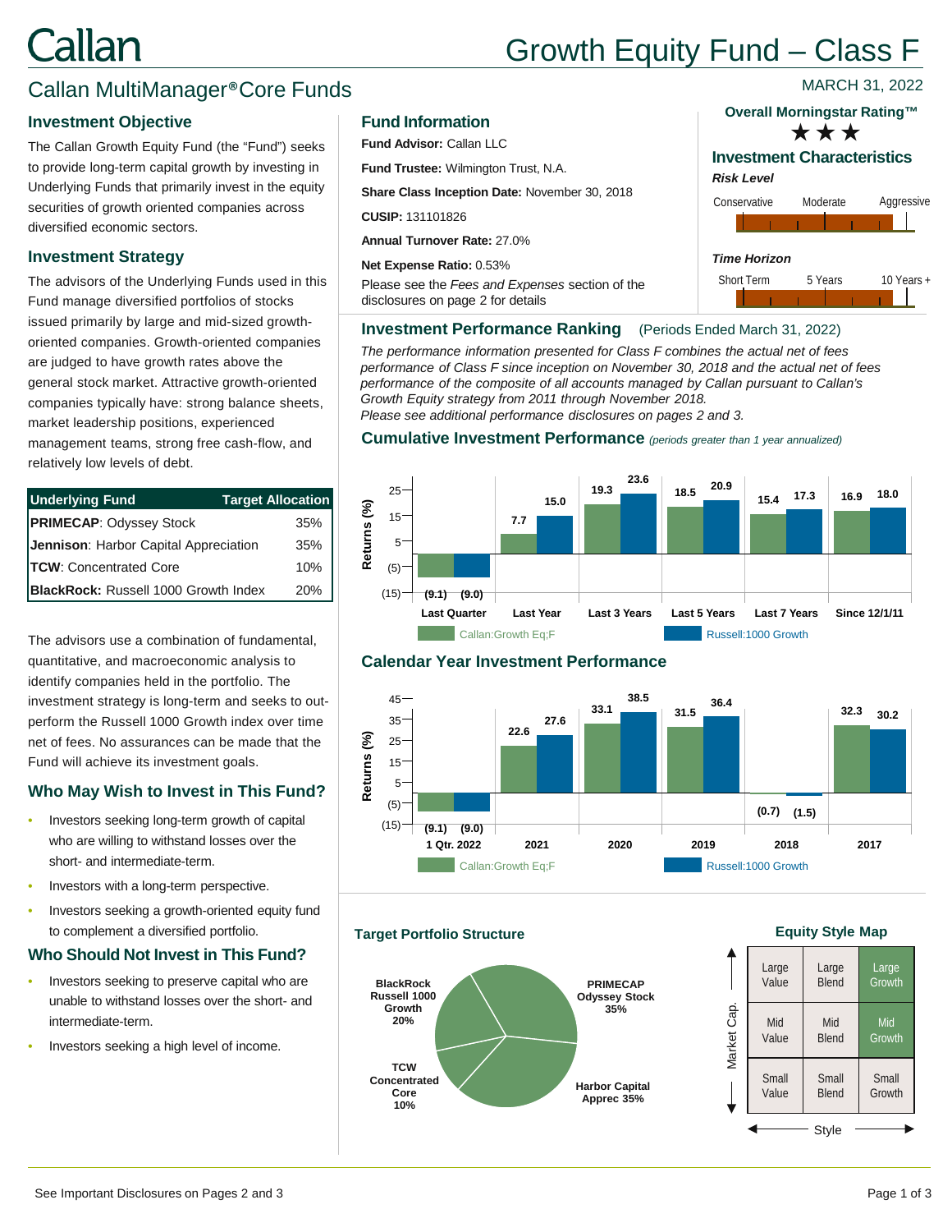# Callan

# Growth Equity Fund – Class F

## Callan MultiManager® Core Funds

MARCH 31, 2022

### Investment Objective

The Callan Growth Equity Fund (the "Fund") seeks to provide long-term capital growth by investing in Underlying Funds that primarily invest in the equity securities of growth oriented companies across diversified economic sectors.

### Investment Strategy

The advisors of the Underlying Funds used in this Fund manage diversified portfolios of stocks issued primarily by large and mid-sized growth-oriented companies. Growth-oriented companies are judged to have growth rates above the general stock market. Attractive growth-oriented companies typically have: strong balance sheets, market leadership positions, experienced management teams, strong free cash-flow, and relatively low levels of debt.

| Underlying Fund | Target Allocation |
|---|---|
| **PRIMECAP**: Odyssey Stock | 35% |
| **Jennison**: Harbor Capital Appreciation | 35% |
| **TCW**: Concentrated Core | 10% |
| **BlackRock:** Russell 1000 Growth Index | 20% |

The advisors use a combination of fundamental, quantitative, and macroeconomic analysis to identify companies held in the portfolio. The investment strategy is long-term and seeks to out-perform the Russell 1000 Growth index over time net of fees. No assurances can be made that the Fund will achieve its investment goals.

### Who May Wish to Invest in This Fund?

- Investors seeking long-term growth of capital who are willing to withstand losses over the short- and intermediate-term.
- Investors with a long-term perspective.
- Investors seeking a growth-oriented equity fund to complement a diversified portfolio.

### Who Should Not Invest in This Fund?

- Investors seeking to preserve capital who are unable to withstand losses over the short- and intermediate-term.
- Investors seeking a high level of income.

### Fund Information

**Fund Advisor:** Callan LLC

**Fund Trustee:** Wilmington Trust, N.A.

**Share Class Inception Date:** November 30, 2018

**CUSIP:** 131101826

**Annual Turnover Rate:** 27.0%

**Net Expense Ratio:** 0.53%

Please see the *Fees and Expenses* section of the disclosures on page 2 for details

### Overall Morningstar Rating™

★★★

### Investment Characteristics

*Risk Level*

Conservative — Moderate — Aggressive

*Time Horizon*

Short Term — 5 Years — 10 Years +

### Investment Performance Ranking (Periods Ended March 31, 2022)

*The performance information presented for Class F combines the actual net of fees performance of Class F since inception on November 30, 2018 and the actual net of fees performance of the composite of all accounts managed by Callan pursuant to Callan's Growth Equity strategy from 2011 through November 2018.*
*Please see additional performance disclosures on pages 2 and 3.*

### Cumulative Investment Performance *(periods greater than 1 year annualized)*

| Returns (%) | Last Quarter | Last Year | Last 3 Years | Last 5 Years | Last 7 Years | Since 12/1/11 |
|---|---|---|---|---|---|---|
| Callan:Growth Eq;F | (9.1) | 7.7 | 19.3 | 18.5 | 15.4 | 16.9 |
| Russell:1000 Growth | (9.0) | 15.0 | 23.6 | 20.9 | 17.3 | 18.0 |

### Calendar Year Investment Performance

| Returns (%) | 1 Qtr. 2022 | 2021 | 2020 | 2019 | 2018 | 2017 |
|---|---|---|---|---|---|---|
| Callan:Growth Eq;F | (9.1) | 22.6 | 33.1 | 31.5 | (0.7) | 32.3 |
| Russell:1000 Growth | (9.0) | 27.6 | 38.5 | 36.4 | (1.5) | 30.2 |

### Target Portfolio Structure

- PRIMECAP Odyssey Stock 35%
- Harbor Capital Apprec 35%
- TCW Concentrated Core 10%
- BlackRock Russell 1000 Growth 20%

### Equity Style Map

| | Value | Blend | Growth |
|---|---|---|---|
| Large | Large Value | Large Blend | Large Growth |
| Mid | Mid Value | Mid Blend | Mid Growth |
| Small | Small Value | Small Blend | Small Growth |

See Important Disclosures on Pages 2 and 3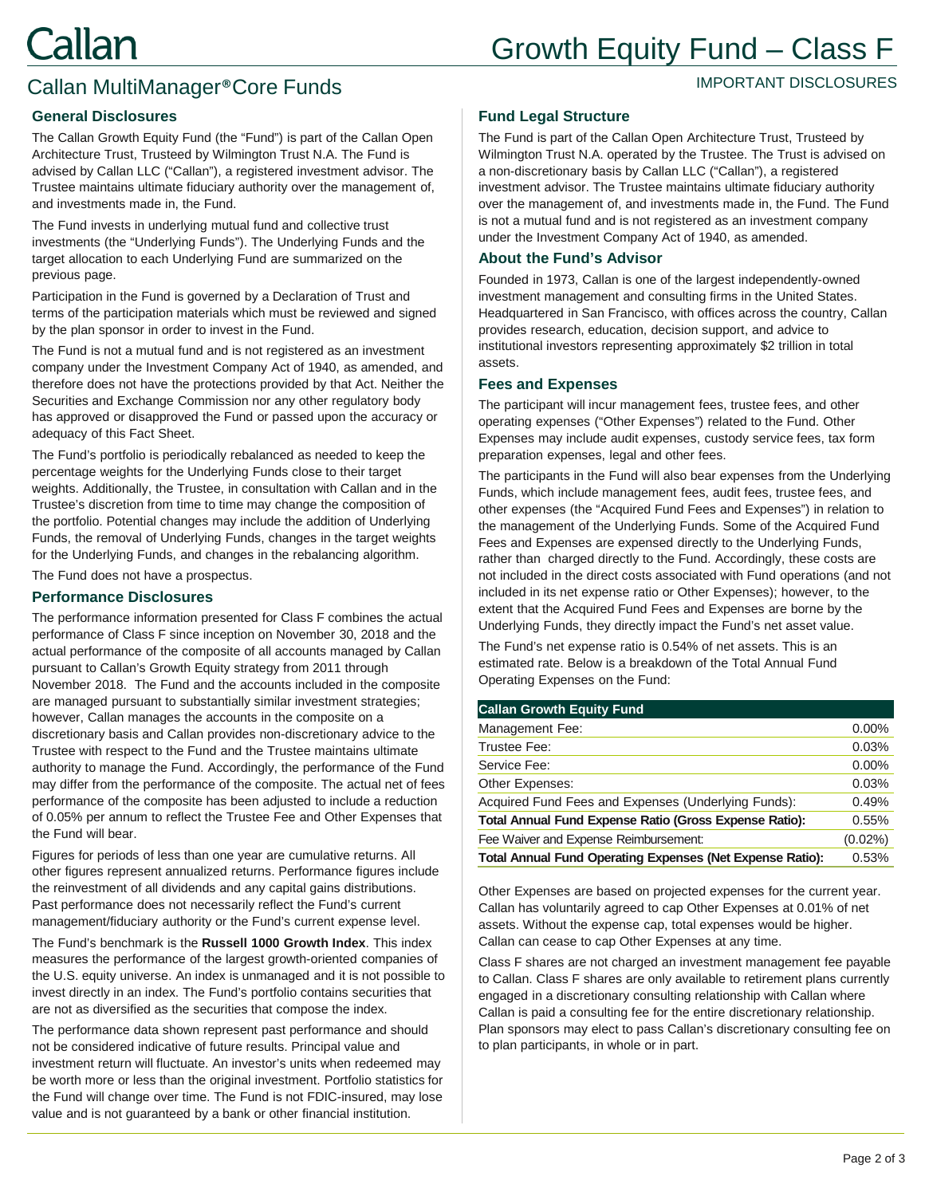# Growth Equity Fund – Class F

## Callan MultiManager® Core Funds

IMPORTANT DISCLOSURES

### General Disclosures

The Callan Growth Equity Fund (the "Fund") is part of the Callan Open Architecture Trust, Trusteed by Wilmington Trust N.A. The Fund is advised by Callan LLC ("Callan"), a registered investment advisor. The Trustee maintains ultimate fiduciary authority over the management of, and investments made in, the Fund.

The Fund invests in underlying mutual fund and collective trust investments (the "Underlying Funds"). The Underlying Funds and the target allocation to each Underlying Fund are summarized on the previous page.

Participation in the Fund is governed by a Declaration of Trust and terms of the participation materials which must be reviewed and signed by the plan sponsor in order to invest in the Fund.

The Fund is not a mutual fund and is not registered as an investment company under the Investment Company Act of 1940, as amended, and therefore does not have the protections provided by that Act. Neither the Securities and Exchange Commission nor any other regulatory body has approved or disapproved the Fund or passed upon the accuracy or adequacy of this Fact Sheet.

The Fund's portfolio is periodically rebalanced as needed to keep the percentage weights for the Underlying Funds close to their target weights. Additionally, the Trustee, in consultation with Callan and in the Trustee's discretion from time to time may change the composition of the portfolio. Potential changes may include the addition of Underlying Funds, the removal of Underlying Funds, changes in the target weights for the Underlying Funds, and changes in the rebalancing algorithm.

The Fund does not have a prospectus.

### Performance Disclosures

The performance information presented for Class F combines the actual performance of Class F since inception on November 30, 2018 and the actual performance of the composite of all accounts managed by Callan pursuant to Callan's Growth Equity strategy from 2011 through November 2018. The Fund and the accounts included in the composite are managed pursuant to substantially similar investment strategies; however, Callan manages the accounts in the composite on a discretionary basis and Callan provides non-discretionary advice to the Trustee with respect to the Fund and the Trustee maintains ultimate authority to manage the Fund. Accordingly, the performance of the Fund may differ from the performance of the composite. The actual net of fees performance of the composite has been adjusted to include a reduction of 0.05% per annum to reflect the Trustee Fee and Other Expenses that the Fund will bear.

Figures for periods of less than one year are cumulative returns. All other figures represent annualized returns. Performance figures include the reinvestment of all dividends and any capital gains distributions. Past performance does not necessarily reflect the Fund's current management/fiduciary authority or the Fund's current expense level.

The Fund's benchmark is the **Russell 1000 Growth Index**. This index measures the performance of the largest growth-oriented companies of the U.S. equity universe. An index is unmanaged and it is not possible to invest directly in an index. The Fund's portfolio contains securities that are not as diversified as the securities that compose the index.

The performance data shown represent past performance and should not be considered indicative of future results. Principal value and investment return will fluctuate. An investor's units when redeemed may be worth more or less than the original investment. Portfolio statistics for the Fund will change over time. The Fund is not FDIC-insured, may lose value and is not guaranteed by a bank or other financial institution.

### Fund Legal Structure

The Fund is part of the Callan Open Architecture Trust, Trusteed by Wilmington Trust N.A. operated by the Trustee. The Trust is advised on a non-discretionary basis by Callan LLC ("Callan"), a registered investment advisor. The Trustee maintains ultimate fiduciary authority over the management of, and investments made in, the Fund. The Fund is not a mutual fund and is not registered as an investment company under the Investment Company Act of 1940, as amended.

### About the Fund's Advisor

Founded in 1973, Callan is one of the largest independently-owned investment management and consulting firms in the United States. Headquartered in San Francisco, with offices across the country, Callan provides research, education, decision support, and advice to institutional investors representing approximately $2 trillion in total assets.

### Fees and Expenses

The participant will incur management fees, trustee fees, and other operating expenses ("Other Expenses") related to the Fund. Other Expenses may include audit expenses, custody service fees, tax form preparation expenses, legal and other fees.

The participants in the Fund will also bear expenses from the Underlying Funds, which include management fees, audit fees, trustee fees, and other expenses (the "Acquired Fund Fees and Expenses") in relation to the management of the Underlying Funds. Some of the Acquired Fund Fees and Expenses are expensed directly to the Underlying Funds, rather than charged directly to the Fund. Accordingly, these costs are not included in the direct costs associated with Fund operations (and not included in its net expense ratio or Other Expenses); however, to the extent that the Acquired Fund Fees and Expenses are borne by the Underlying Funds, they directly impact the Fund's net asset value.

The Fund's net expense ratio is 0.54% of net assets. This is an estimated rate. Below is a breakdown of the Total Annual Fund Operating Expenses on the Fund:

| Callan Growth Equity Fund | |
|---|---|
| Management Fee: | 0.00% |
| Trustee Fee: | 0.03% |
| Service Fee: | 0.00% |
| Other Expenses: | 0.03% |
| Acquired Fund Fees and Expenses (Underlying Funds): | 0.49% |
| **Total Annual Fund Expense Ratio (Gross Expense Ratio):** | 0.55% |
| Fee Waiver and Expense Reimbursement: | (0.02%) |
| **Total Annual Fund Operating Expenses (Net Expense Ratio):** | 0.53% |

Other Expenses are based on projected expenses for the current year. Callan has voluntarily agreed to cap Other Expenses at 0.01% of net assets. Without the expense cap, total expenses would be higher. Callan can cease to cap Other Expenses at any time.

Class F shares are not charged an investment management fee payable to Callan. Class F shares are only available to retirement plans currently engaged in a discretionary consulting relationship with Callan where Callan is paid a consulting fee for the entire discretionary relationship. Plan sponsors may elect to pass Callan's discretionary consulting fee on to plan participants, in whole or in part.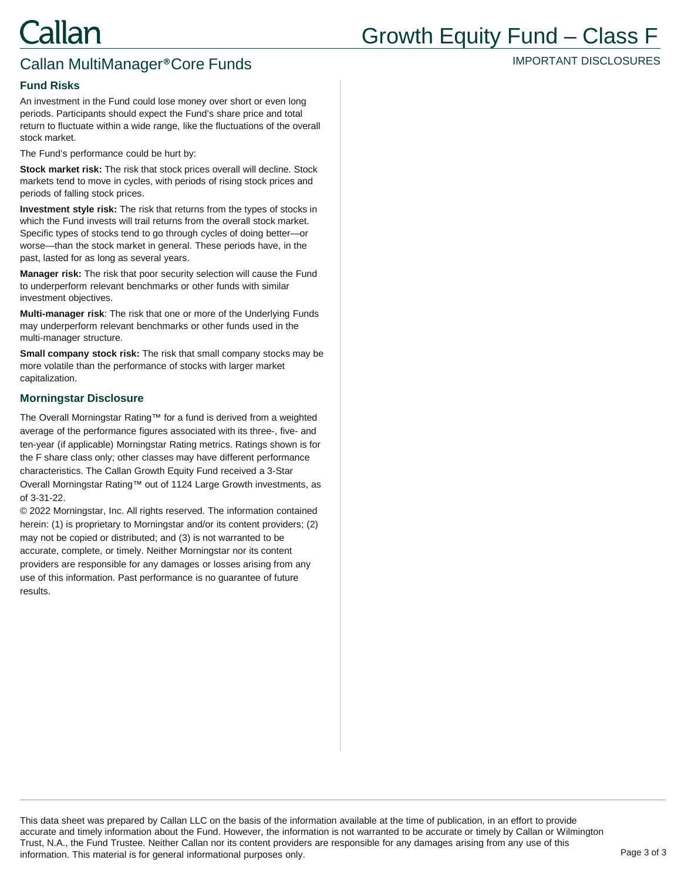# Growth Equity Fund – Class F

## Callan MultiManager® Core Funds

IMPORTANT DISCLOSURES

### Fund Risks

An investment in the Fund could lose money over short or even long periods. Participants should expect the Fund's share price and total return to fluctuate within a wide range, like the fluctuations of the overall stock market.

The Fund's performance could be hurt by:

**Stock market risk:** The risk that stock prices overall will decline. Stock markets tend to move in cycles, with periods of rising stock prices and periods of falling stock prices.

**Investment style risk:** The risk that returns from the types of stocks in which the Fund invests will trail returns from the overall stock market. Specific types of stocks tend to go through cycles of doing better—or worse—than the stock market in general. These periods have, in the past, lasted for as long as several years.

**Manager risk:** The risk that poor security selection will cause the Fund to underperform relevant benchmarks or other funds with similar investment objectives.

**Multi-manager risk**: The risk that one or more of the Underlying Funds may underperform relevant benchmarks or other funds used in the multi-manager structure.

**Small company stock risk:** The risk that small company stocks may be more volatile than the performance of stocks with larger market capitalization.

### Morningstar Disclosure

The Overall Morningstar Rating™ for a fund is derived from a weighted average of the performance figures associated with its three-, five- and ten-year (if applicable) Morningstar Rating metrics. Ratings shown is for the F share class only; other classes may have different performance characteristics. The Callan Growth Equity Fund received a 3-Star Overall Morningstar Rating™ out of 1124 Large Growth investments, as of 3-31-22.

© 2022 Morningstar, Inc. All rights reserved. The information contained herein: (1) is proprietary to Morningstar and/or its content providers; (2) may not be copied or distributed; and (3) is not warranted to be accurate, complete, or timely. Neither Morningstar nor its content providers are responsible for any damages or losses arising from any use of this information. Past performance is no guarantee of future results.

This data sheet was prepared by Callan LLC on the basis of the information available at the time of publication, in an effort to provide accurate and timely information about the Fund. However, the information is not warranted to be accurate or timely by Callan or Wilmington Trust, N.A., the Fund Trustee. Neither Callan nor its content providers are responsible for any damages arising from any use of this information. This material is for general informational purposes only.